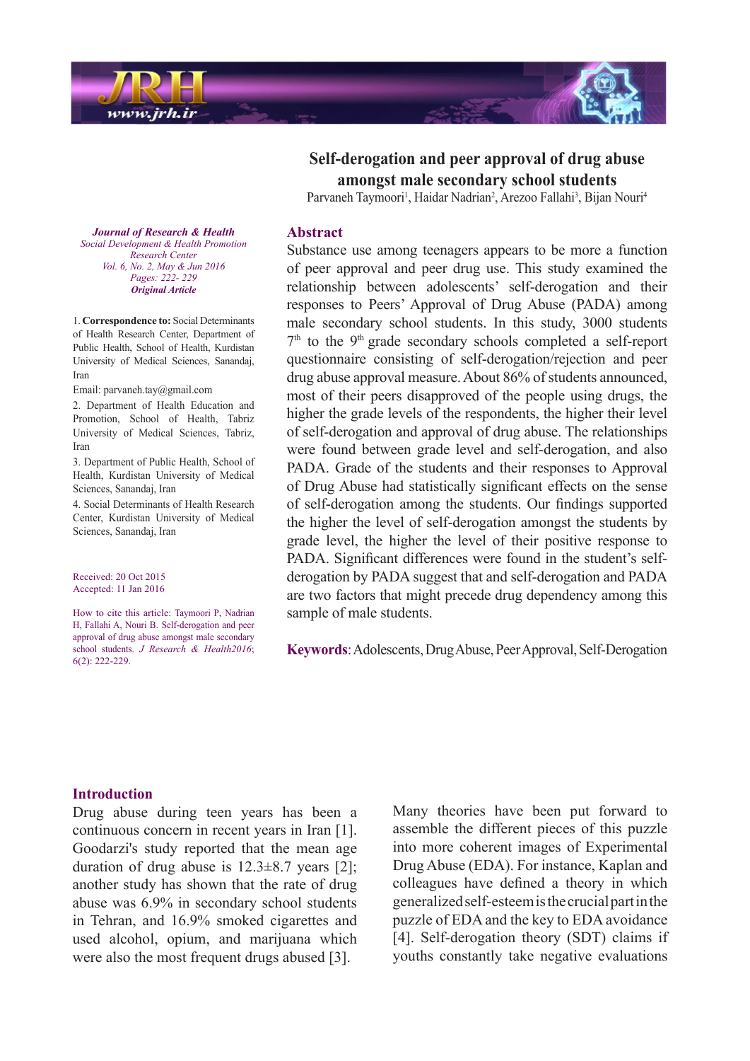# Self-derogation and peer approval of drug abuse amongst male secondary school students

Parvaneh Taymoori[1], Haidar Nadrian[2], Arezoo Fallahi[3], Bijan Nouri[4]

*Journal of Research & Health*
*Social Development & Health Promotion Research Center*
*Vol. 6, No. 2, May & Jun 2016*
*Pages: 222- 229*
***Original Article***

1. **Correspondence to:** Social Determinants of Health Research Center, Department of Public Health, School of Health, Kurdistan University of Medical Sciences, Sanandaj, Iran

Email: parvaneh.tay@gmail.com

2. Department of Health Education and Promotion, School of Health, Tabriz University of Medical Sciences, Tabriz, Iran
3. Department of Public Health, School of Health, Kurdistan University of Medical Sciences, Sanandaj, Iran
4. Social Determinants of Health Research Center, Kurdistan University of Medical Sciences, Sanandaj, Iran

Received: 20 Oct 2015
Accepted: 11 Jan 2016

How to cite this article: Taymoori P, Nadrian H, Fallahi A, Nouri B. Self-derogation and peer approval of drug abuse amongst male secondary school students. *J Research & Health*2016; 6(2): 222-229.

## Abstract

Substance use among teenagers appears to be more a function of peer approval and peer drug use. This study examined the relationship between adolescents' self-derogation and their responses to Peers' Approval of Drug Abuse (PADA) among male secondary school students. In this study, 3000 students 7th to the 9th grade secondary schools completed a self-report questionnaire consisting of self-derogation/rejection and peer drug abuse approval measure. About 86% of students announced, most of their peers disapproved of the people using drugs, the higher the grade levels of the respondents, the higher their level of self-derogation and approval of drug abuse. The relationships were found between grade level and self-derogation, and also PADA. Grade of the students and their responses to Approval of Drug Abuse had statistically significant effects on the sense of self-derogation among the students. Our findings supported the higher the level of self-derogation amongst the students by grade level, the higher the level of their positive response to PADA. Significant differences were found in the student's self-derogation by PADA suggest that and self-derogation and PADA are two factors that might precede drug dependency among this sample of male students.

**Keywords**: Adolescents, Drug Abuse, Peer Approval, Self-Derogation

## Introduction

Drug abuse during teen years has been a continuous concern in recent years in Iran [1]. Goodarzi's study reported that the mean age duration of drug abuse is 12.3±8.7 years [2]; another study has shown that the rate of drug abuse was 6.9% in secondary school students in Tehran, and 16.9% smoked cigarettes and used alcohol, opium, and marijuana which were also the most frequent drugs abused [3].

Many theories have been put forward to assemble the different pieces of this puzzle into more coherent images of Experimental Drug Abuse (EDA). For instance, Kaplan and colleagues have defined a theory in which generalized self-esteem is the crucial part in the puzzle of EDA and the key to EDA avoidance [4]. Self-derogation theory (SDT) claims if youths constantly take negative evaluations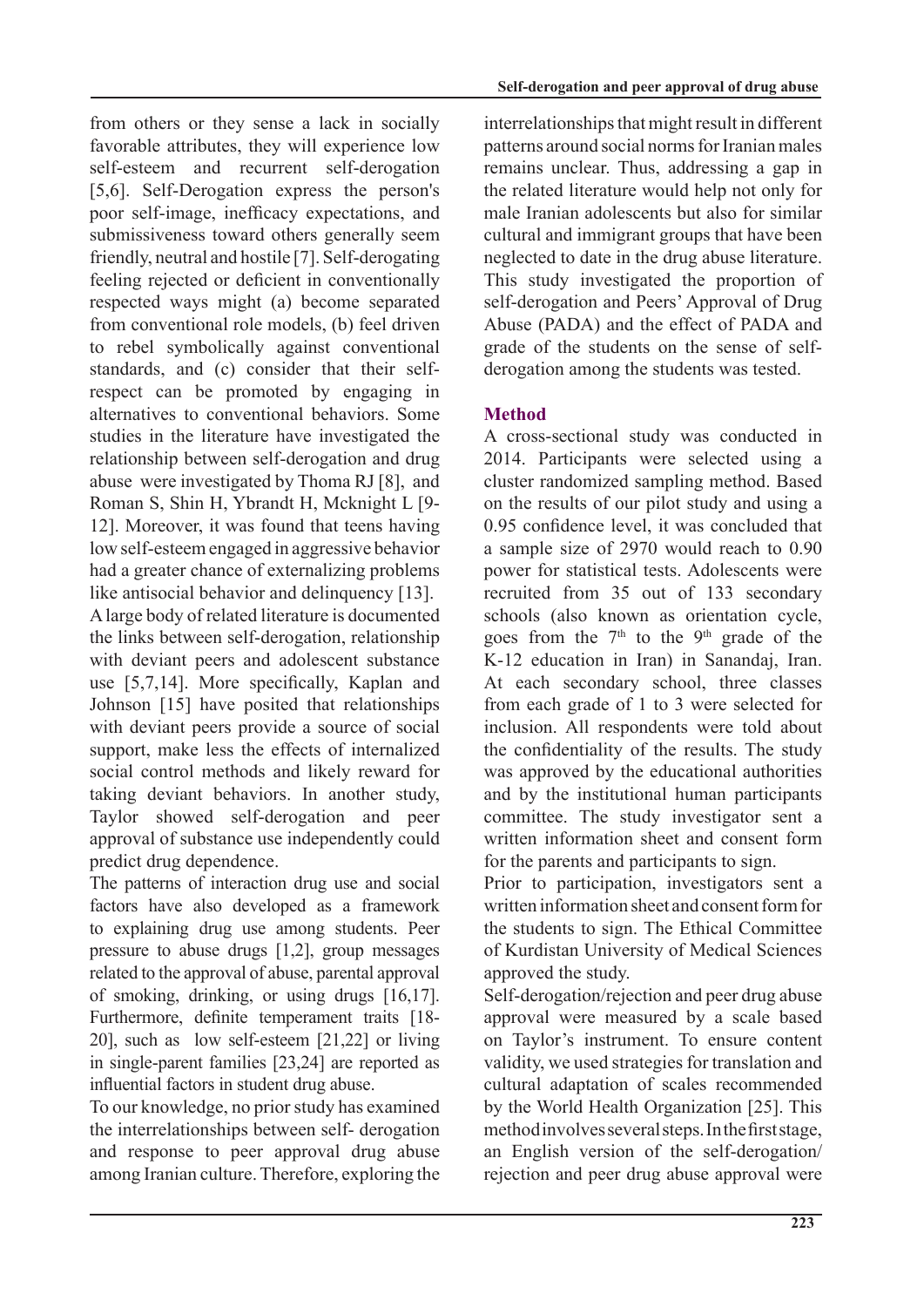from others or they sense a lack in socially favorable attributes, they will experience low self-esteem and recurrent self-derogation [5,6]. Self-Derogation express the person's poor self-image, inefficacy expectations, and submissiveness toward others generally seem friendly, neutral and hostile [7]. Self-derogating feeling rejected or deficient in conventionally respected ways might (a) become separated from conventional role models, (b) feel driven to rebel symbolically against conventional standards, and (c) consider that their self-respect can be promoted by engaging in alternatives to conventional behaviors. Some studies in the literature have investigated the relationship between self-derogation and drug abuse were investigated by Thoma RJ [8], and Roman S, Shin H, Ybrandt H, Mcknight L [9-12]. Moreover, it was found that teens having low self-esteem engaged in aggressive behavior had a greater chance of externalizing problems like antisocial behavior and delinquency [13].

A large body of related literature is documented the links between self-derogation, relationship with deviant peers and adolescent substance use [5,7,14]. More specifically, Kaplan and Johnson [15] have posited that relationships with deviant peers provide a source of social support, make less the effects of internalized social control methods and likely reward for taking deviant behaviors. In another study, Taylor showed self-derogation and peer approval of substance use independently could predict drug dependence.

The patterns of interaction drug use and social factors have also developed as a framework to explaining drug use among students. Peer pressure to abuse drugs [1,2], group messages related to the approval of abuse, parental approval of smoking, drinking, or using drugs [16,17]. Furthermore, definite temperament traits [18-20], such as low self-esteem [21,22] or living in single-parent families [23,24] are reported as influential factors in student drug abuse.

To our knowledge, no prior study has examined the interrelationships between self- derogation and response to peer approval drug abuse among Iranian culture. Therefore, exploring the interrelationships that might result in different patterns around social norms for Iranian males remains unclear. Thus, addressing a gap in the related literature would help not only for male Iranian adolescents but also for similar cultural and immigrant groups that have been neglected to date in the drug abuse literature. This study investigated the proportion of self-derogation and Peers' Approval of Drug Abuse (PADA) and the effect of PADA and grade of the students on the sense of self-derogation among the students was tested.

## Method

A cross-sectional study was conducted in 2014. Participants were selected using a cluster randomized sampling method. Based on the results of our pilot study and using a 0.95 confidence level, it was concluded that a sample size of 2970 would reach to 0.90 power for statistical tests. Adolescents were recruited from 35 out of 133 secondary schools (also known as orientation cycle, goes from the 7th to the 9th grade of the K-12 education in Iran) in Sanandaj, Iran. At each secondary school, three classes from each grade of 1 to 3 were selected for inclusion. All respondents were told about the confidentiality of the results. The study was approved by the educational authorities and by the institutional human participants committee. The study investigator sent a written information sheet and consent form for the parents and participants to sign.

Prior to participation, investigators sent a written information sheet and consent form for the students to sign. The Ethical Committee of Kurdistan University of Medical Sciences approved the study.

Self-derogation/rejection and peer drug abuse approval were measured by a scale based on Taylor's instrument. To ensure content validity, we used strategies for translation and cultural adaptation of scales recommended by the World Health Organization [25]. This method involves several steps. In the first stage, an English version of the self-derogation/rejection and peer drug abuse approval were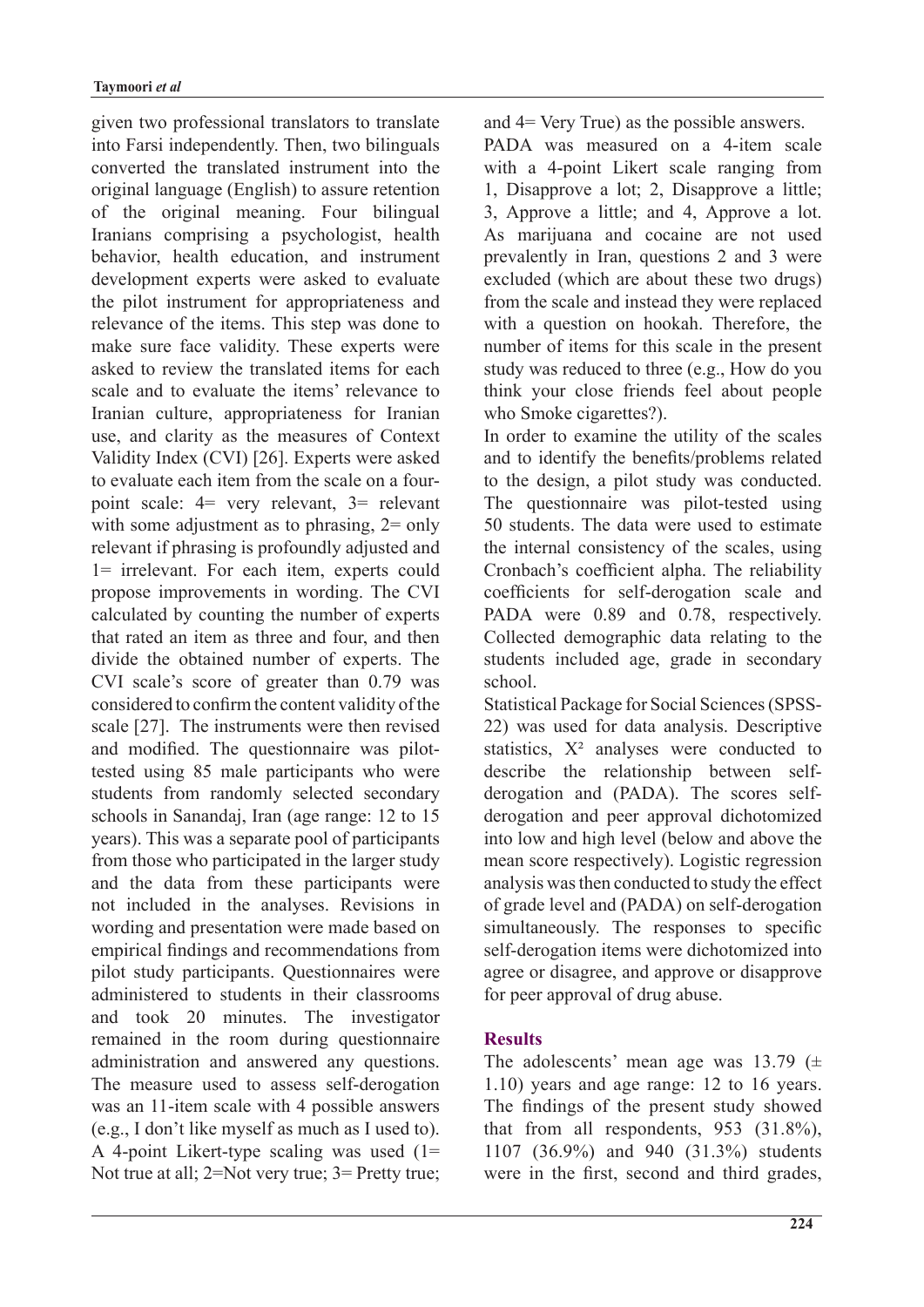given two professional translators to translate into Farsi independently. Then, two bilinguals converted the translated instrument into the original language (English) to assure retention of the original meaning. Four bilingual Iranians comprising a psychologist, health behavior, health education, and instrument development experts were asked to evaluate the pilot instrument for appropriateness and relevance of the items. This step was done to make sure face validity. These experts were asked to review the translated items for each scale and to evaluate the items' relevance to Iranian culture, appropriateness for Iranian use, and clarity as the measures of Context Validity Index (CVI) [26]. Experts were asked to evaluate each item from the scale on a four-point scale: 4= very relevant, 3= relevant with some adjustment as to phrasing, 2= only relevant if phrasing is profoundly adjusted and 1= irrelevant. For each item, experts could propose improvements in wording. The CVI calculated by counting the number of experts that rated an item as three and four, and then divide the obtained number of experts. The CVI scale's score of greater than 0.79 was considered to confirm the content validity of the scale [27]. The instruments were then revised and modified. The questionnaire was pilot-tested using 85 male participants who were students from randomly selected secondary schools in Sanandaj, Iran (age range: 12 to 15 years). This was a separate pool of participants from those who participated in the larger study and the data from these participants were not included in the analyses. Revisions in wording and presentation were made based on empirical findings and recommendations from pilot study participants. Questionnaires were administered to students in their classrooms and took 20 minutes. The investigator remained in the room during questionnaire administration and answered any questions. The measure used to assess self-derogation was an 11-item scale with 4 possible answers (e.g., I don't like myself as much as I used to). A 4-point Likert-type scaling was used (1= Not true at all; 2=Not very true; 3= Pretty true; and 4= Very True) as the possible answers.

PADA was measured on a 4-item scale with a 4-point Likert scale ranging from 1, Disapprove a lot; 2, Disapprove a little; 3, Approve a little; and 4, Approve a lot. As marijuana and cocaine are not used prevalently in Iran, questions 2 and 3 were excluded (which are about these two drugs) from the scale and instead they were replaced with a question on hookah. Therefore, the number of items for this scale in the present study was reduced to three (e.g., How do you think your close friends feel about people who Smoke cigarettes?).

In order to examine the utility of the scales and to identify the benefits/problems related to the design, a pilot study was conducted. The questionnaire was pilot-tested using 50 students. The data were used to estimate the internal consistency of the scales, using Cronbach's coefficient alpha. The reliability coefficients for self-derogation scale and PADA were 0.89 and 0.78, respectively. Collected demographic data relating to the students included age, grade in secondary school.

Statistical Package for Social Sciences (SPSS-22) was used for data analysis. Descriptive statistics, $X^2$ analyses were conducted to describe the relationship between self-derogation and (PADA). The scores self-derogation and peer approval dichotomized into low and high level (below and above the mean score respectively). Logistic regression analysis was then conducted to study the effect of grade level and (PADA) on self-derogation simultaneously. The responses to specific self-derogation items were dichotomized into agree or disagree, and approve or disapprove for peer approval of drug abuse.

## Results

The adolescents' mean age was 13.79 (± 1.10) years and age range: 12 to 16 years. The findings of the present study showed that from all respondents, 953 (31.8%), 1107 (36.9%) and 940 (31.3%) students were in the first, second and third grades,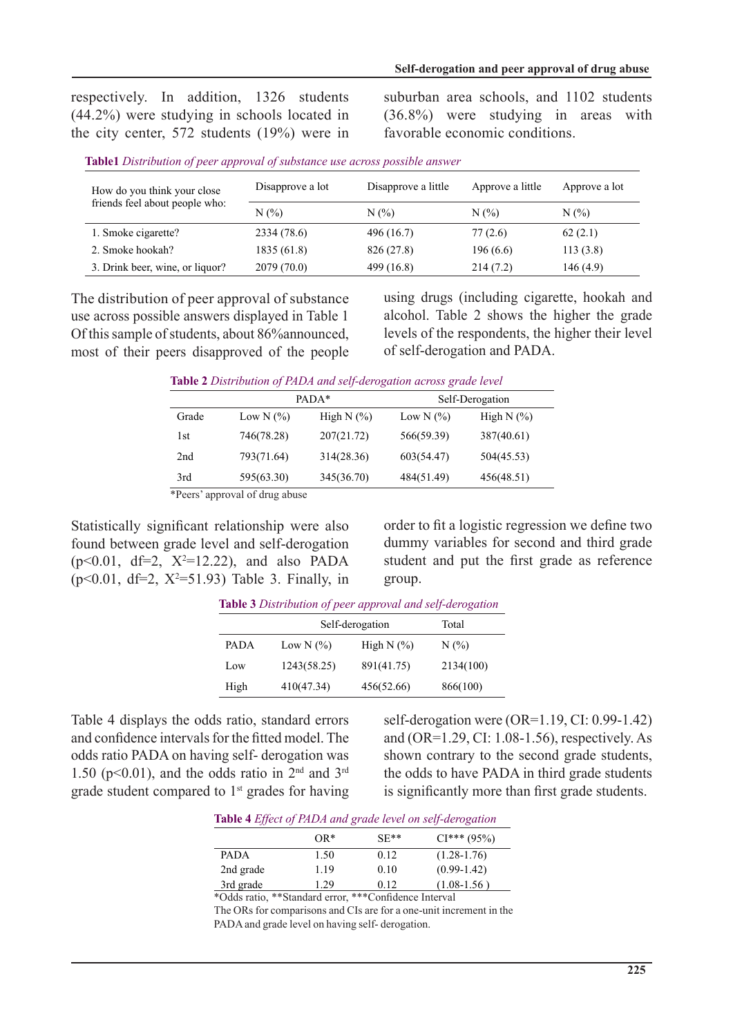respectively. In addition, 1326 students (44.2%) were studying in schools located in the city center, 572 students (19%) were in suburban area schools, and 1102 students (36.8%) were studying in areas with favorable economic conditions.

**Table1** *Distribution of peer approval of substance use across possible answer*

| How do you think your close friends feel about people who: | Disapprove a lot | Disapprove a little | Approve a little | Approve a lot |
|---|---|---|---|---|
| | N (%) | N (%) | N (%) | N (%) |
| 1. Smoke cigarette? | 2334 (78.6) | 496 (16.7) | 77 (2.6) | 62 (2.1) |
| 2. Smoke hookah? | 1835 (61.8) | 826 (27.8) | 196 (6.6) | 113 (3.8) |
| 3. Drink beer, wine, or liquor? | 2079 (70.0) | 499 (16.8) | 214 (7.2) | 146 (4.9) |

The distribution of peer approval of substance use across possible answers displayed in Table 1 Of this sample of students, about 86%announced, most of their peers disapproved of the people using drugs (including cigarette, hookah and alcohol. Table 2 shows the higher the grade levels of the respondents, the higher their level of self-derogation and PADA.

**Table 2** *Distribution of PADA and self-derogation across grade level*

| | PADA* | | Self-Derogation | |
|---|---|---|---|---|
| Grade | Low N (%) | High N (%) | Low N (%) | High N (%) |
| 1st | 746(78.28) | 207(21.72) | 566(59.39) | 387(40.61) |
| 2nd | 793(71.64) | 314(28.36) | 603(54.47) | 504(45.53) |
| 3rd | 595(63.30) | 345(36.70) | 484(51.49) | 456(48.51) |

*Peers' approval of drug abuse

Statistically significant relationship were also found between grade level and self-derogation ($p<0.01$, df=2, $X^2=12.22$), and also PADA ($p<0.01$, df=2, $X^2=51.93$) Table 3. Finally, in order to fit a logistic regression we define two dummy variables for second and third grade student and put the first grade as reference group.

**Table 3** *Distribution of peer approval and self-derogation*

| | Self-derogation | | Total |
|---|---|---|---|
| PADA | Low N (%) | High N (%) | N (%) |
| Low | 1243(58.25) | 891(41.75) | 2134(100) |
| High | 410(47.34) | 456(52.66) | 866(100) |

Table 4 displays the odds ratio, standard errors and confidence intervals for the fitted model. The odds ratio PADA on having self- derogation was 1.50 ($p<0.01$), and the odds ratio in 2nd and 3rd grade student compared to 1st grades for having self-derogation were (OR=1.19, CI: 0.99-1.42) and (OR=1.29, CI: 1.08-1.56), respectively. As shown contrary to the second grade students, the odds to have PADA in third grade students is significantly more than first grade students.

**Table 4** *Effect of PADA and grade level on self-derogation*

| | OR* | SE** | CI*** (95%) |
|---|---|---|---|
| PADA | 1.50 | 0.12 | (1.28-1.76) |
| 2nd grade | 1.19 | 0.10 | (0.99-1.42) |
| 3rd grade | 1.29 | 0.12 | (1.08-1.56 ) |

*Odds ratio, **Standard error, ***Confidence Interval

The ORs for comparisons and CIs are for a one-unit increment in the PADA and grade level on having self- derogation.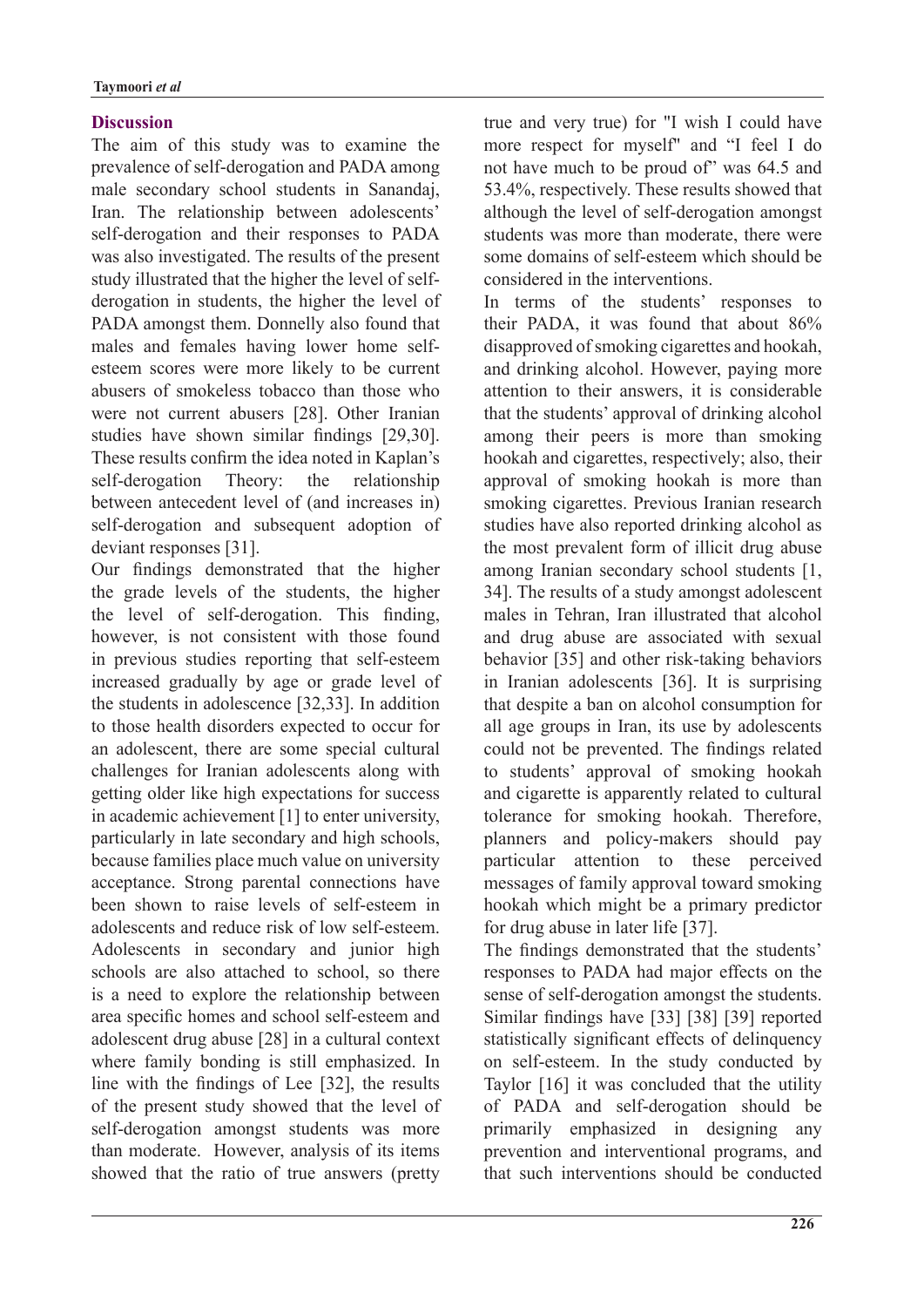## Discussion

The aim of this study was to examine the prevalence of self-derogation and PADA among male secondary school students in Sanandaj, Iran. The relationship between adolescents' self-derogation and their responses to PADA was also investigated. The results of the present study illustrated that the higher the level of self-derogation in students, the higher the level of PADA amongst them. Donnelly also found that males and females having lower home self-esteem scores were more likely to be current abusers of smokeless tobacco than those who were not current abusers [28]. Other Iranian studies have shown similar findings [29,30]. These results confirm the idea noted in Kaplan's self-derogation Theory: the relationship between antecedent level of (and increases in) self-derogation and subsequent adoption of deviant responses [31].

Our findings demonstrated that the higher the grade levels of the students, the higher the level of self-derogation. This finding, however, is not consistent with those found in previous studies reporting that self-esteem increased gradually by age or grade level of the students in adolescence [32,33]. In addition to those health disorders expected to occur for an adolescent, there are some special cultural challenges for Iranian adolescents along with getting older like high expectations for success in academic achievement [1] to enter university, particularly in late secondary and high schools, because families place much value on university acceptance. Strong parental connections have been shown to raise levels of self-esteem in adolescents and reduce risk of low self-esteem. Adolescents in secondary and junior high schools are also attached to school, so there is a need to explore the relationship between area specific homes and school self-esteem and adolescent drug abuse [28] in a cultural context where family bonding is still emphasized. In line with the findings of Lee [32], the results of the present study showed that the level of self-derogation amongst students was more than moderate. However, analysis of its items showed that the ratio of true answers (pretty true and very true) for "I wish I could have more respect for myself" and "I feel I do not have much to be proud of" was 64.5 and 53.4%, respectively. These results showed that although the level of self-derogation amongst students was more than moderate, there were some domains of self-esteem which should be considered in the interventions.

In terms of the students' responses to their PADA, it was found that about 86% disapproved of smoking cigarettes and hookah, and drinking alcohol. However, paying more attention to their answers, it is considerable that the students' approval of drinking alcohol among their peers is more than smoking hookah and cigarettes, respectively; also, their approval of smoking hookah is more than smoking cigarettes. Previous Iranian research studies have also reported drinking alcohol as the most prevalent form of illicit drug abuse among Iranian secondary school students [1, 34]. The results of a study amongst adolescent males in Tehran, Iran illustrated that alcohol and drug abuse are associated with sexual behavior [35] and other risk-taking behaviors in Iranian adolescents [36]. It is surprising that despite a ban on alcohol consumption for all age groups in Iran, its use by adolescents could not be prevented. The findings related to students' approval of smoking hookah and cigarette is apparently related to cultural tolerance for smoking hookah. Therefore, planners and policy-makers should pay particular attention to these perceived messages of family approval toward smoking hookah which might be a primary predictor for drug abuse in later life [37].

The findings demonstrated that the students' responses to PADA had major effects on the sense of self-derogation amongst the students. Similar findings have [33] [38] [39] reported statistically significant effects of delinquency on self-esteem. In the study conducted by Taylor [16] it was concluded that the utility of PADA and self-derogation should be primarily emphasized in designing any prevention and interventional programs, and that such interventions should be conducted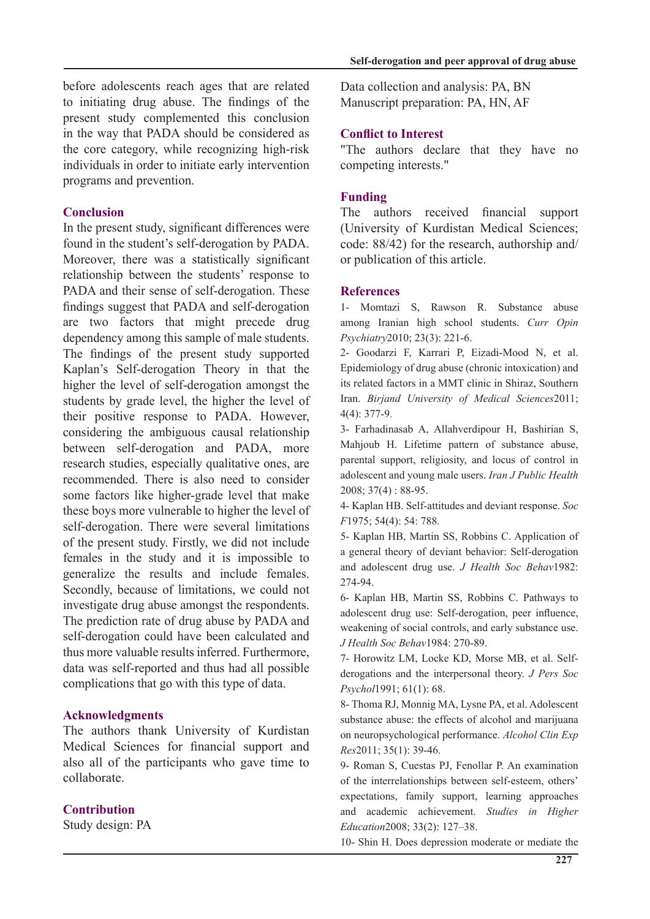before adolescents reach ages that are related to initiating drug abuse. The findings of the present study complemented this conclusion in the way that PADA should be considered as the core category, while recognizing high-risk individuals in order to initiate early intervention programs and prevention.

## Conclusion

In the present study, significant differences were found in the student's self-derogation by PADA. Moreover, there was a statistically significant relationship between the students' response to PADA and their sense of self-derogation. These findings suggest that PADA and self-derogation are two factors that might precede drug dependency among this sample of male students. The findings of the present study supported Kaplan's Self-derogation Theory in that the higher the level of self-derogation amongst the students by grade level, the higher the level of their positive response to PADA. However, considering the ambiguous causal relationship between self-derogation and PADA, more research studies, especially qualitative ones, are recommended. There is also need to consider some factors like higher-grade level that make these boys more vulnerable to higher the level of self-derogation. There were several limitations of the present study. Firstly, we did not include females in the study and it is impossible to generalize the results and include females. Secondly, because of limitations, we could not investigate drug abuse amongst the respondents. The prediction rate of drug abuse by PADA and self-derogation could have been calculated and thus more valuable results inferred. Furthermore, data was self-reported and thus had all possible complications that go with this type of data.

## Acknowledgments

The authors thank University of Kurdistan Medical Sciences for financial support and also all of the participants who gave time to collaborate.

## Contribution

Study design: PA
Data collection and analysis: PA, BN
Manuscript preparation: PA, HN, AF

## Conflict to Interest

"The authors declare that they have no competing interests."

## Funding

The authors received financial support (University of Kurdistan Medical Sciences; code: 88/42) for the research, authorship and/or publication of this article.

## References

1- Momtazi S, Rawson R. Substance abuse among Iranian high school students. *Curr Opin Psychiatry*2010; 23(3): 221-6.

2- Goodarzi F, Karrari P, Eizadi-Mood N, et al. Epidemiology of drug abuse (chronic intoxication) and its related factors in a MMT clinic in Shiraz, Southern Iran. *Birjand University of Medical Sciences*2011; 4(4): 377-9.

3- Farhadinasab A, Allahverdipour H, Bashirian S, Mahjoub H. Lifetime pattern of substance abuse, parental support, religiosity, and locus of control in adolescent and young male users. *Iran J Public Health* 2008; 37(4) : 88-95.

4- Kaplan HB. Self-attitudes and deviant response. *Soc F*1975; 54(4): 54: 788.

5- Kaplan HB, Martin SS, Robbins C. Application of a general theory of deviant behavior: Self-derogation and adolescent drug use. *J Health Soc Behav*1982: 274-94.

6- Kaplan HB, Martin SS, Robbins C. Pathways to adolescent drug use: Self-derogation, peer influence, weakening of social controls, and early substance use. *J Health Soc Behav*1984: 270-89.

7- Horowitz LM, Locke KD, Morse MB, et al. Self-derogations and the interpersonal theory. *J Pers Soc Psychol*1991; 61(1): 68.

8- Thoma RJ, Monnig MA, Lysne PA, et al. Adolescent substance abuse: the effects of alcohol and marijuana on neuropsychological performance. *Alcohol Clin Exp Res*2011; 35(1): 39-46.

9- Roman S, Cuestas PJ, Fenollar P. An examination of the interrelationships between self-esteem, others' expectations, family support, learning approaches and academic achievement. *Studies in Higher Education*2008; 33(2): 127–38.

10- Shin H. Does depression moderate or mediate the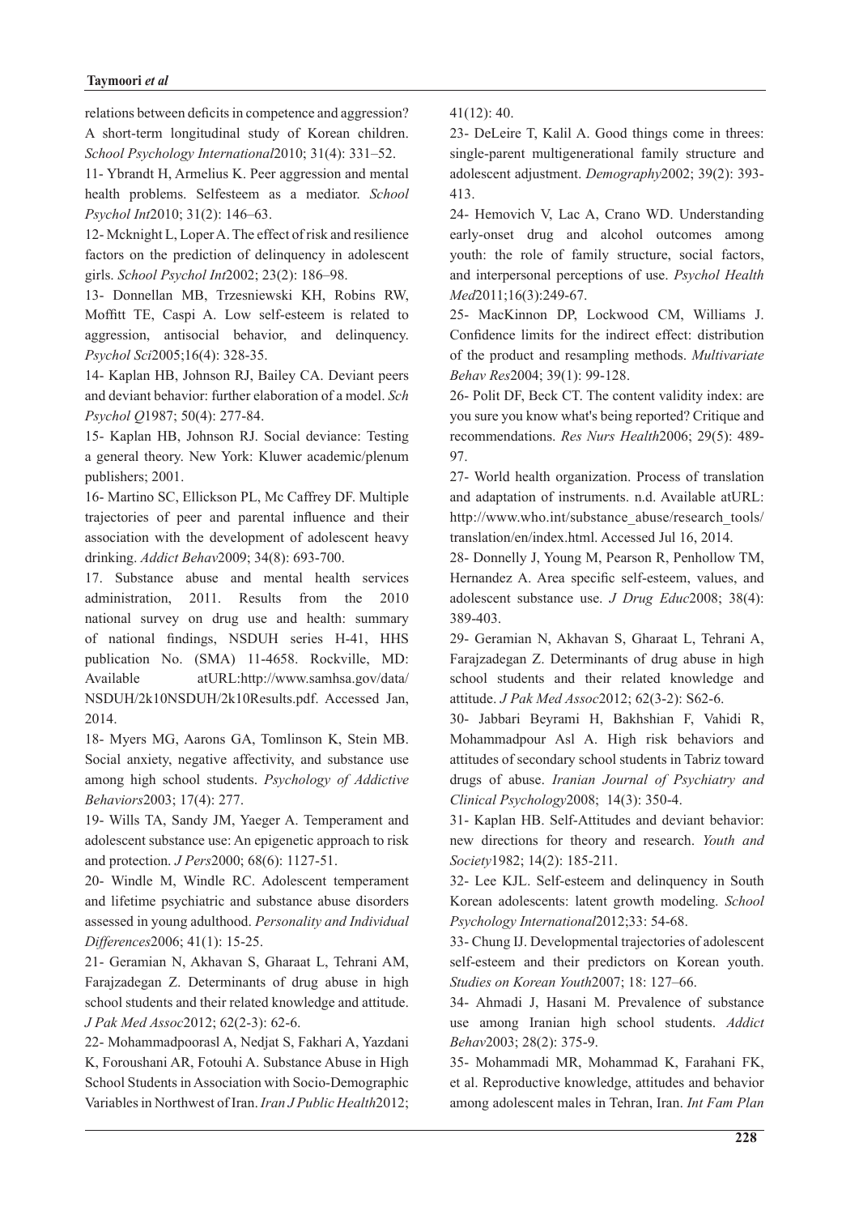relations between deficits in competence and aggression? A short-term longitudinal study of Korean children. *School Psychology International*2010; 31(4): 331–52.

11- Ybrandt H, Armelius K. Peer aggression and mental health problems. Selfesteem as a mediator. *School Psychol Int*2010; 31(2): 146–63.

12- Mcknight L, Loper A. The effect of risk and resilience factors on the prediction of delinquency in adolescent girls. *School Psychol Int*2002; 23(2): 186–98.

13- Donnellan MB, Trzesniewski KH, Robins RW, Moffitt TE, Caspi A. Low self-esteem is related to aggression, antisocial behavior, and delinquency. *Psychol Sci*2005;16(4): 328-35.

14- Kaplan HB, Johnson RJ, Bailey CA. Deviant peers and deviant behavior: further elaboration of a model. *Sch Psychol Q*1987; 50(4): 277-84.

15- Kaplan HB, Johnson RJ. Social deviance: Testing a general theory. New York: Kluwer academic/plenum publishers; 2001.

16- Martino SC, Ellickson PL, Mc Caffrey DF. Multiple trajectories of peer and parental influence and their association with the development of adolescent heavy drinking. *Addict Behav*2009; 34(8): 693-700.

17. Substance abuse and mental health services administration, 2011. Results from the 2010 national survey on drug use and health: summary of national findings, NSDUH series H-41, HHS publication No. (SMA) 11-4658. Rockville, MD: Available atURL:http://www.samhsa.gov/data/NSDUH/2k10NSDUH/2k10Results.pdf. Accessed Jan, 2014.

18- Myers MG, Aarons GA, Tomlinson K, Stein MB. Social anxiety, negative affectivity, and substance use among high school students. *Psychology of Addictive Behaviors*2003; 17(4): 277.

19- Wills TA, Sandy JM, Yaeger A. Temperament and adolescent substance use: An epigenetic approach to risk and protection. *J Pers*2000; 68(6): 1127-51.

20- Windle M, Windle RC. Adolescent temperament and lifetime psychiatric and substance abuse disorders assessed in young adulthood. *Personality and Individual Differences*2006; 41(1): 15-25.

21- Geramian N, Akhavan S, Gharaat L, Tehrani AM, Farajzadegan Z. Determinants of drug abuse in high school students and their related knowledge and attitude. *J Pak Med Assoc*2012; 62(2-3): 62-6.

22- Mohammadpoorasl A, Nedjat S, Fakhari A, Yazdani K, Foroushani AR, Fotouhi A. Substance Abuse in High School Students in Association with Socio-Demographic Variables in Northwest of Iran. *Iran J Public Health*2012; 41(12): 40.

23- DeLeire T, Kalil A. Good things come in threes: single-parent multigenerational family structure and adolescent adjustment. *Demography*2002; 39(2): 393-413.

24- Hemovich V, Lac A, Crano WD. Understanding early-onset drug and alcohol outcomes among youth: the role of family structure, social factors, and interpersonal perceptions of use. *Psychol Health Med*2011;16(3):249-67.

25- MacKinnon DP, Lockwood CM, Williams J. Confidence limits for the indirect effect: distribution of the product and resampling methods. *Multivariate Behav Res*2004; 39(1): 99-128.

26- Polit DF, Beck CT. The content validity index: are you sure you know what's being reported? Critique and recommendations. *Res Nurs Health*2006; 29(5): 489-97.

27- World health organization. Process of translation and adaptation of instruments. n.d. Available atURL: http://www.who.int/substance_abuse/research_tools/translation/en/index.html. Accessed Jul 16, 2014.

28- Donnelly J, Young M, Pearson R, Penhollow TM, Hernandez A. Area specific self-esteem, values, and adolescent substance use. *J Drug Educ*2008; 38(4): 389-403.

29- Geramian N, Akhavan S, Gharaat L, Tehrani A, Farajzadegan Z. Determinants of drug abuse in high school students and their related knowledge and attitude. *J Pak Med Assoc*2012; 62(3-2): S62-6.

30- Jabbari Beyrami H, Bakhshian F, Vahidi R, Mohammadpour Asl A. High risk behaviors and attitudes of secondary school students in Tabriz toward drugs of abuse. *Iranian Journal of Psychiatry and Clinical Psychology*2008; 14(3): 350-4.

31- Kaplan HB. Self-Attitudes and deviant behavior: new directions for theory and research. *Youth and Society*1982; 14(2): 185-211.

32- Lee KJL. Self-esteem and delinquency in South Korean adolescents: latent growth modeling. *School Psychology International*2012;33: 54-68.

33- Chung IJ. Developmental trajectories of adolescent self-esteem and their predictors on Korean youth. *Studies on Korean Youth*2007; 18: 127–66.

34- Ahmadi J, Hasani M. Prevalence of substance use among Iranian high school students. *Addict Behav*2003; 28(2): 375-9.

35- Mohammadi MR, Mohammad K, Farahani FK, et al. Reproductive knowledge, attitudes and behavior among adolescent males in Tehran, Iran. *Int Fam Plan*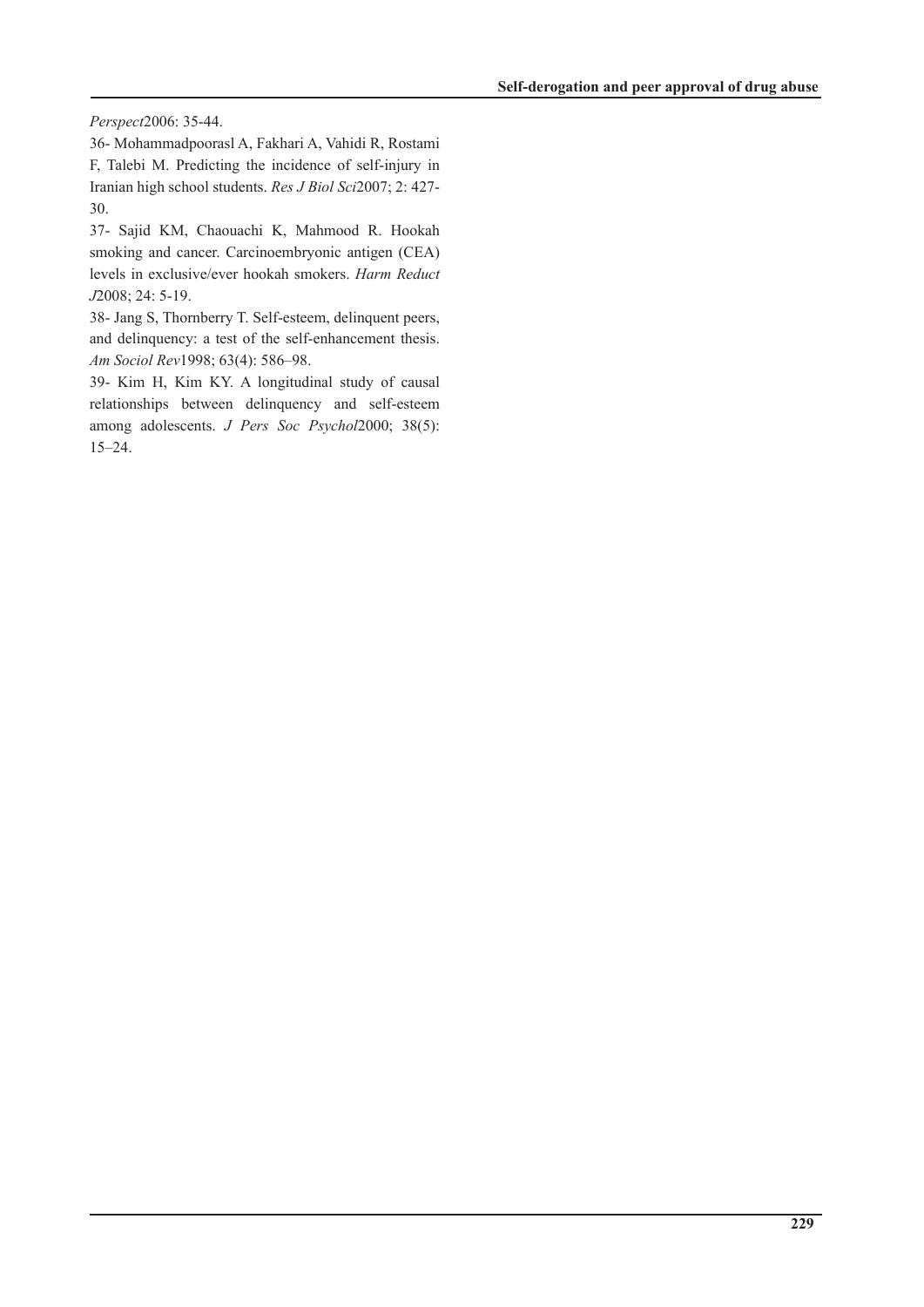*Perspect*2006: 35-44.

36- Mohammadpoorasl A, Fakhari A, Vahidi R, Rostami F, Talebi M. Predicting the incidence of self-injury in Iranian high school students. *Res J Biol Sci*2007; 2: 427-30.

37- Sajid KM, Chaouachi K, Mahmood R. Hookah smoking and cancer. Carcinoembryonic antigen (CEA) levels in exclusive/ever hookah smokers. *Harm Reduct J*2008; 24: 5-19.

38- Jang S, Thornberry T. Self-esteem, delinquent peers, and delinquency: a test of the self-enhancement thesis. *Am Sociol Rev*1998; 63(4): 586–98.

39- Kim H, Kim KY. A longitudinal study of causal relationships between delinquency and self-esteem among adolescents. *J Pers Soc Psychol*2000; 38(5): 15–24.